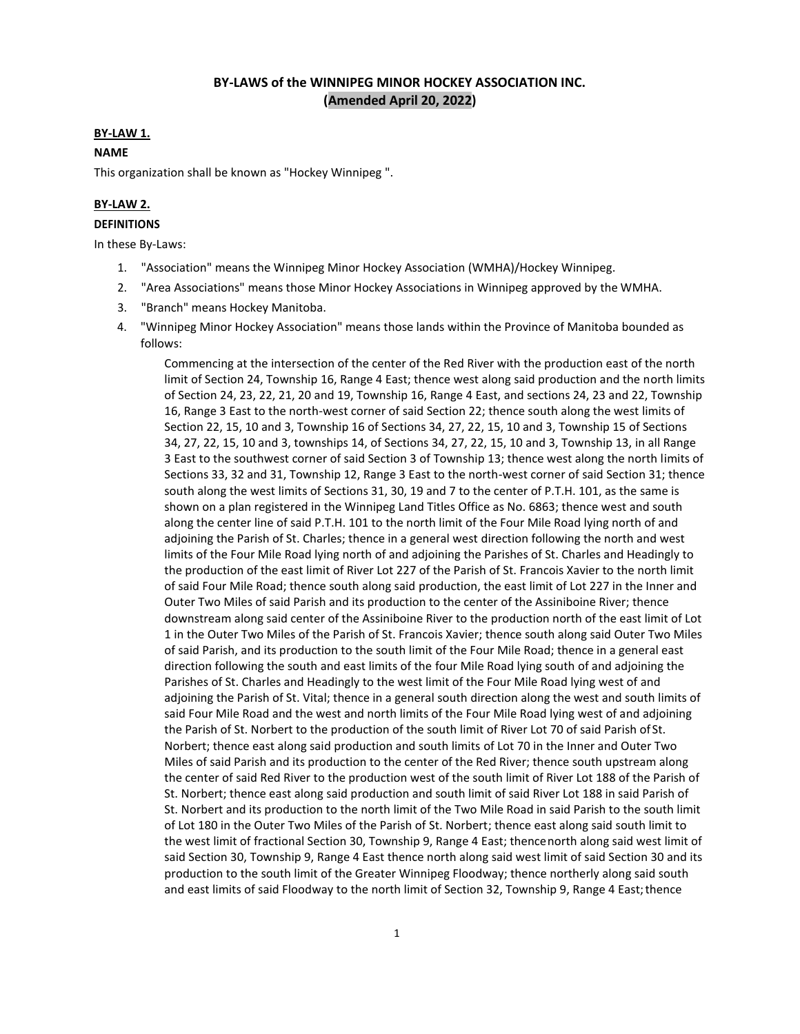# BY-LAWS of the WINNIPEG MINOR HOCKEY ASSOCIATION INC.
# (Amended April 20, 2022)

**BY-LAW 1.**

**NAME**

This organization shall be known as "Hockey Winnipeg ".

**BY-LAW 2.**

**DEFINITIONS**

In these By-Laws:

1. "Association" means the Winnipeg Minor Hockey Association (WMHA)/Hockey Winnipeg.
2. "Area Associations" means those Minor Hockey Associations in Winnipeg approved by the WMHA.
3. "Branch" means Hockey Manitoba.
4. "Winnipeg Minor Hockey Association" means those lands within the Province of Manitoba bounded as follows:

   Commencing at the intersection of the center of the Red River with the production east of the north limit of Section 24, Township 16, Range 4 East; thence west along said production and the north limits of Section 24, 23, 22, 21, 20 and 19, Township 16, Range 4 East, and sections 24, 23 and 22, Township 16, Range 3 East to the north-west corner of said Section 22; thence south along the west limits of Section 22, 15, 10 and 3, Township 16 of Sections 34, 27, 22, 15, 10 and 3, Township 15 of Sections 34, 27, 22, 15, 10 and 3, townships 14, of Sections 34, 27, 22, 15, 10 and 3, Township 13, in all Range 3 East to the southwest corner of said Section 3 of Township 13; thence west along the north limits of Sections 33, 32 and 31, Township 12, Range 3 East to the north-west corner of said Section 31; thence south along the west limits of Sections 31, 30, 19 and 7 to the center of P.T.H. 101, as the same is shown on a plan registered in the Winnipeg Land Titles Office as No. 6863; thence west and south along the center line of said P.T.H. 101 to the north limit of the Four Mile Road lying north of and adjoining the Parish of St. Charles; thence in a general west direction following the north and west limits of the Four Mile Road lying north of and adjoining the Parishes of St. Charles and Headingly to the production of the east limit of River Lot 227 of the Parish of St. Francois Xavier to the north limit of said Four Mile Road; thence south along said production, the east limit of Lot 227 in the Inner and Outer Two Miles of said Parish and its production to the center of the Assiniboine River; thence downstream along said center of the Assiniboine River to the production north of the east limit of Lot 1 in the Outer Two Miles of the Parish of St. Francois Xavier; thence south along said Outer Two Miles of said Parish, and its production to the south limit of the Four Mile Road; thence in a general east direction following the south and east limits of the four Mile Road lying south of and adjoining the Parishes of St. Charles and Headingly to the west limit of the Four Mile Road lying west of and adjoining the Parish of St. Vital; thence in a general south direction along the west and south limits of said Four Mile Road and the west and north limits of the Four Mile Road lying west of and adjoining the Parish of St. Norbert to the production of the south limit of River Lot 70 of said Parish of St. Norbert; thence east along said production and south limits of Lot 70 in the Inner and Outer Two Miles of said Parish and its production to the center of the Red River; thence south upstream along the center of said Red River to the production west of the south limit of River Lot 188 of the Parish of St. Norbert; thence east along said production and south limit of said River Lot 188 in said Parish of St. Norbert and its production to the north limit of the Two Mile Road in said Parish to the south limit of Lot 180 in the Outer Two Miles of the Parish of St. Norbert; thence east along said south limit to the west limit of fractional Section 30, Township 9, Range 4 East; thence north along said west limit of said Section 30, Township 9, Range 4 East thence north along said west limit of said Section 30 and its production to the south limit of the Greater Winnipeg Floodway; thence northerly along said south and east limits of said Floodway to the north limit of Section 32, Township 9, Range 4 East; thence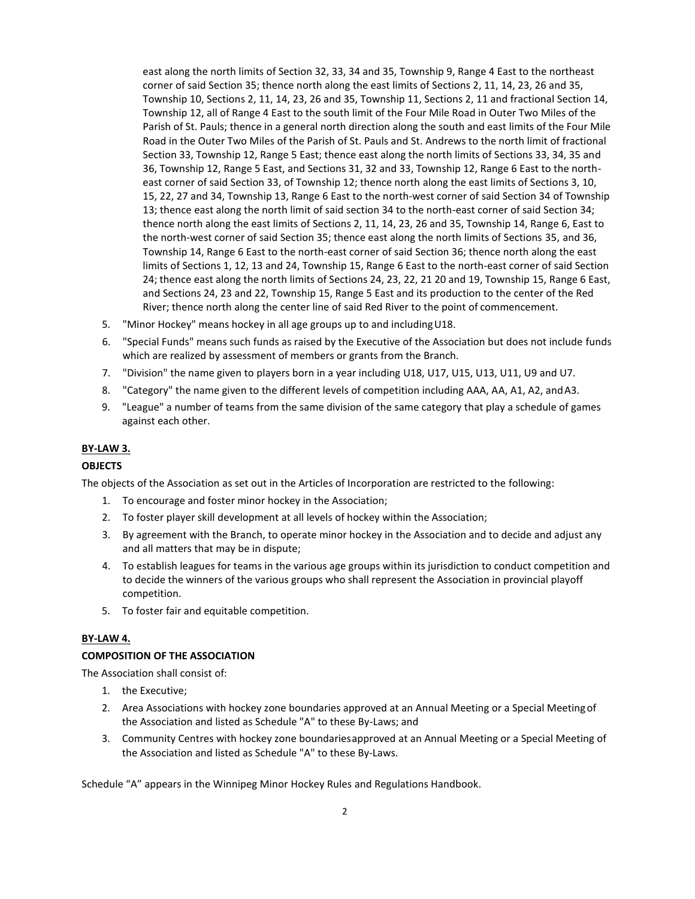east along the north limits of Section 32, 33, 34 and 35, Township 9, Range 4 East to the northeast corner of said Section 35; thence north along the east limits of Sections 2, 11, 14, 23, 26 and 35, Township 10, Sections 2, 11, 14, 23, 26 and 35, Township 11, Sections 2, 11 and fractional Section 14, Township 12, all of Range 4 East to the south limit of the Four Mile Road in Outer Two Miles of the Parish of St. Pauls; thence in a general north direction along the south and east limits of the Four Mile Road in the Outer Two Miles of the Parish of St. Pauls and St. Andrews to the north limit of fractional Section 33, Township 12, Range 5 East; thence east along the north limits of Sections 33, 34, 35 and 36, Township 12, Range 5 East, and Sections 31, 32 and 33, Township 12, Range 6 East to the north-east corner of said Section 33, of Township 12; thence north along the east limits of Sections 3, 10, 15, 22, 27 and 34, Township 13, Range 6 East to the north-west corner of said Section 34 of Township 13; thence east along the north limit of said section 34 to the north-east corner of said Section 34; thence north along the east limits of Sections 2, 11, 14, 23, 26 and 35, Township 14, Range 6, East to the north-west corner of said Section 35; thence east along the north limits of Sections 35, and 36, Township 14, Range 6 East to the north-east corner of said Section 36; thence north along the east limits of Sections 1, 12, 13 and 24, Township 15, Range 6 East to the north-east corner of said Section 24; thence east along the north limits of Sections 24, 23, 22, 21 20 and 19, Township 15, Range 6 East, and Sections 24, 23 and 22, Township 15, Range 5 East and its production to the center of the Red River; thence north along the center line of said Red River to the point of commencement.

5. "Minor Hockey" means hockey in all age groups up to and including U18.
6. "Special Funds" means such funds as raised by the Executive of the Association but does not include funds which are realized by assessment of members or grants from the Branch.
7. "Division" the name given to players born in a year including U18, U17, U15, U13, U11, U9 and U7.
8. "Category" the name given to the different levels of competition including AAA, AA, A1, A2, and A3.
9. "League" a number of teams from the same division of the same category that play a schedule of games against each other.

**BY-LAW 3.**

**OBJECTS**

The objects of the Association as set out in the Articles of Incorporation are restricted to the following:

1. To encourage and foster minor hockey in the Association;
2. To foster player skill development at all levels of hockey within the Association;
3. By agreement with the Branch, to operate minor hockey in the Association and to decide and adjust any and all matters that may be in dispute;
4. To establish leagues for teams in the various age groups within its jurisdiction to conduct competition and to decide the winners of the various groups who shall represent the Association in provincial playoff competition.
5. To foster fair and equitable competition.

**BY-LAW 4.**

**COMPOSITION OF THE ASSOCIATION**

The Association shall consist of:

1. the Executive;
2. Area Associations with hockey zone boundaries approved at an Annual Meeting or a Special Meeting of the Association and listed as Schedule "A" to these By-Laws; and
3. Community Centres with hockey zone boundaries approved at an Annual Meeting or a Special Meeting of the Association and listed as Schedule "A" to these By-Laws.

Schedule "A" appears in the Winnipeg Minor Hockey Rules and Regulations Handbook.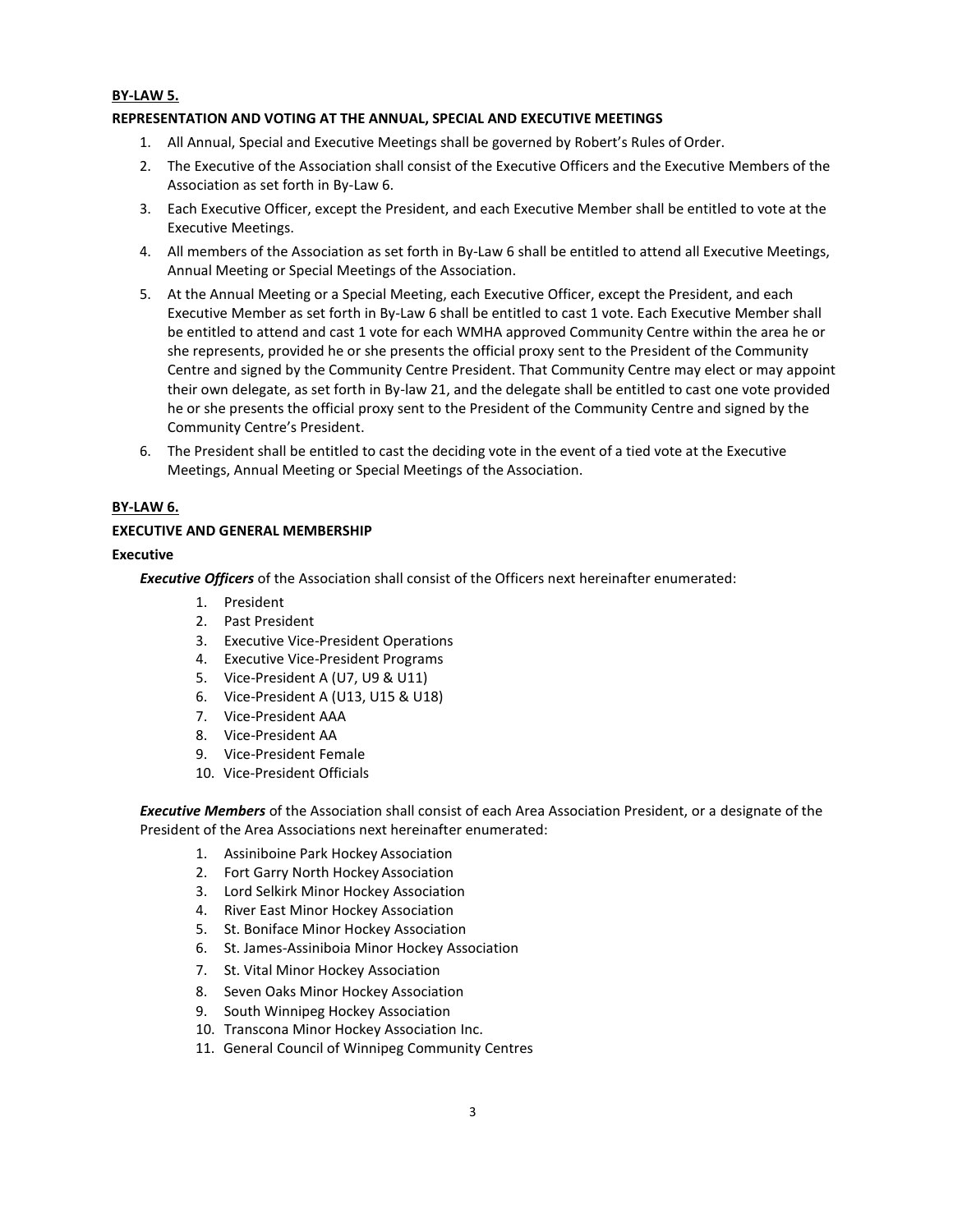**BY-LAW 5.**

**REPRESENTATION AND VOTING AT THE ANNUAL, SPECIAL AND EXECUTIVE MEETINGS**

1. All Annual, Special and Executive Meetings shall be governed by Robert's Rules of Order.
2. The Executive of the Association shall consist of the Executive Officers and the Executive Members of the Association as set forth in By-Law 6.
3. Each Executive Officer, except the President, and each Executive Member shall be entitled to vote at the Executive Meetings.
4. All members of the Association as set forth in By-Law 6 shall be entitled to attend all Executive Meetings, Annual Meeting or Special Meetings of the Association.
5. At the Annual Meeting or a Special Meeting, each Executive Officer, except the President, and each Executive Member as set forth in By-Law 6 shall be entitled to cast 1 vote. Each Executive Member shall be entitled to attend and cast 1 vote for each WMHA approved Community Centre within the area he or she represents, provided he or she presents the official proxy sent to the President of the Community Centre and signed by the Community Centre President. That Community Centre may elect or may appoint their own delegate, as set forth in By-law 21, and the delegate shall be entitled to cast one vote provided he or she presents the official proxy sent to the President of the Community Centre and signed by the Community Centre's President.
6. The President shall be entitled to cast the deciding vote in the event of a tied vote at the Executive Meetings, Annual Meeting or Special Meetings of the Association.

**BY-LAW 6.**

**EXECUTIVE AND GENERAL MEMBERSHIP**

**Executive**

***Executive Officers*** of the Association shall consist of the Officers next hereinafter enumerated:

1. President
2. Past President
3. Executive Vice-President Operations
4. Executive Vice-President Programs
5. Vice-President A (U7, U9 & U11)
6. Vice-President A (U13, U15 & U18)
7. Vice-President AAA
8. Vice-President AA
9. Vice-President Female
10. Vice-President Officials

***Executive Members*** of the Association shall consist of each Area Association President, or a designate of the President of the Area Associations next hereinafter enumerated:

1. Assiniboine Park Hockey Association
2. Fort Garry North Hockey Association
3. Lord Selkirk Minor Hockey Association
4. River East Minor Hockey Association
5. St. Boniface Minor Hockey Association
6. St. James-Assiniboia Minor Hockey Association
7. St. Vital Minor Hockey Association
8. Seven Oaks Minor Hockey Association
9. South Winnipeg Hockey Association
10. Transcona Minor Hockey Association Inc.
11. General Council of Winnipeg Community Centres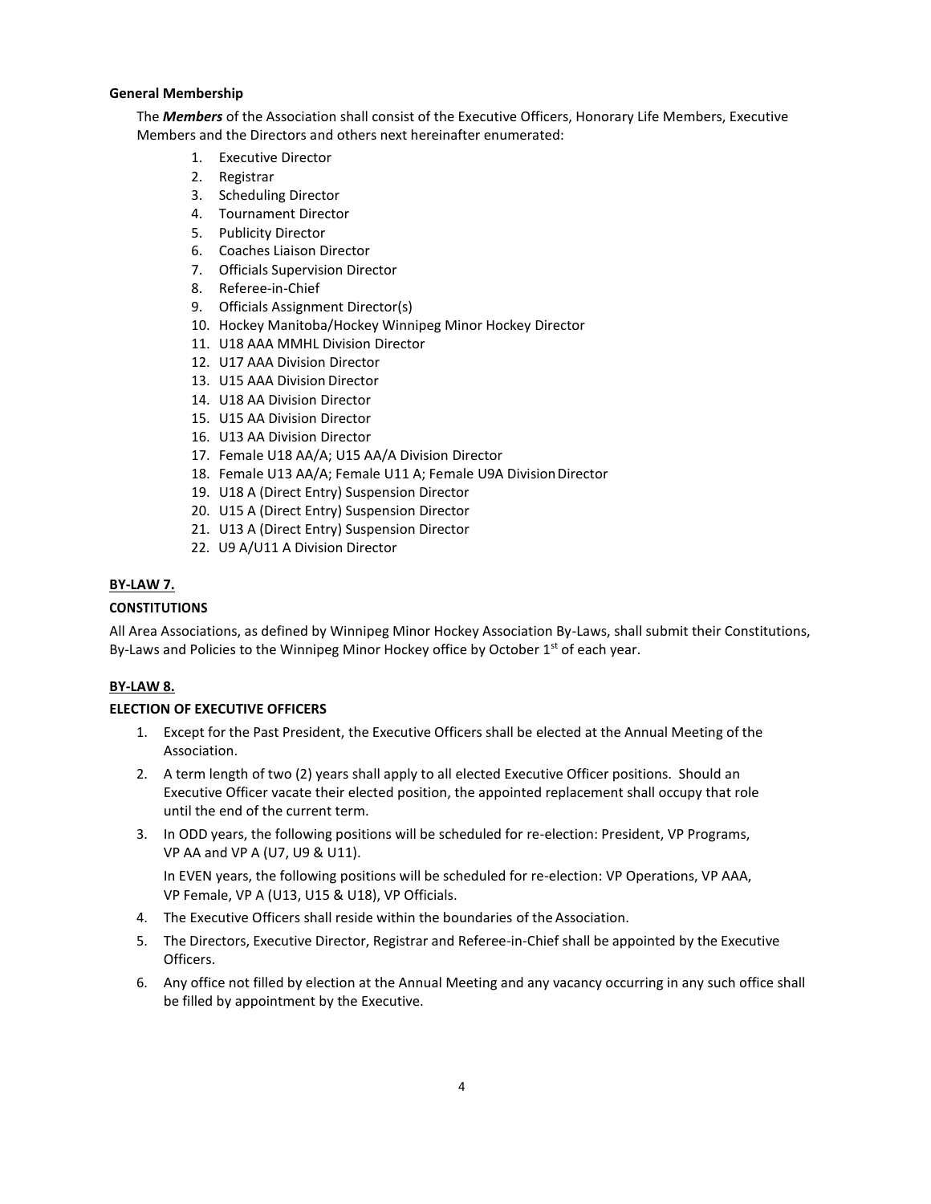**General Membership**

The ***Members*** of the Association shall consist of the Executive Officers, Honorary Life Members, Executive Members and the Directors and others next hereinafter enumerated:

1. Executive Director
2. Registrar
3. Scheduling Director
4. Tournament Director
5. Publicity Director
6. Coaches Liaison Director
7. Officials Supervision Director
8. Referee-in-Chief
9. Officials Assignment Director(s)
10. Hockey Manitoba/Hockey Winnipeg Minor Hockey Director
11. U18 AAA MMHL Division Director
12. U17 AAA Division Director
13. U15 AAA Division Director
14. U18 AA Division Director
15. U15 AA Division Director
16. U13 AA Division Director
17. Female U18 AA/A; U15 AA/A Division Director
18. Female U13 AA/A; Female U11 A; Female U9A Division Director
19. U18 A (Direct Entry) Suspension Director
20. U15 A (Direct Entry) Suspension Director
21. U13 A (Direct Entry) Suspension Director
22. U9 A/U11 A Division Director

**BY-LAW 7.**

**CONSTITUTIONS**

All Area Associations, as defined by Winnipeg Minor Hockey Association By-Laws, shall submit their Constitutions, By-Laws and Policies to the Winnipeg Minor Hockey office by October 1st of each year.

**BY-LAW 8.**

**ELECTION OF EXECUTIVE OFFICERS**

1. Except for the Past President, the Executive Officers shall be elected at the Annual Meeting of the Association.
2. A term length of two (2) years shall apply to all elected Executive Officer positions. Should an Executive Officer vacate their elected position, the appointed replacement shall occupy that role until the end of the current term.
3. In ODD years, the following positions will be scheduled for re-election: President, VP Programs, VP AA and VP A (U7, U9 & U11).

   In EVEN years, the following positions will be scheduled for re-election: VP Operations, VP AAA, VP Female, VP A (U13, U15 & U18), VP Officials.
4. The Executive Officers shall reside within the boundaries of the Association.
5. The Directors, Executive Director, Registrar and Referee-in-Chief shall be appointed by the Executive Officers.
6. Any office not filled by election at the Annual Meeting and any vacancy occurring in any such office shall be filled by appointment by the Executive.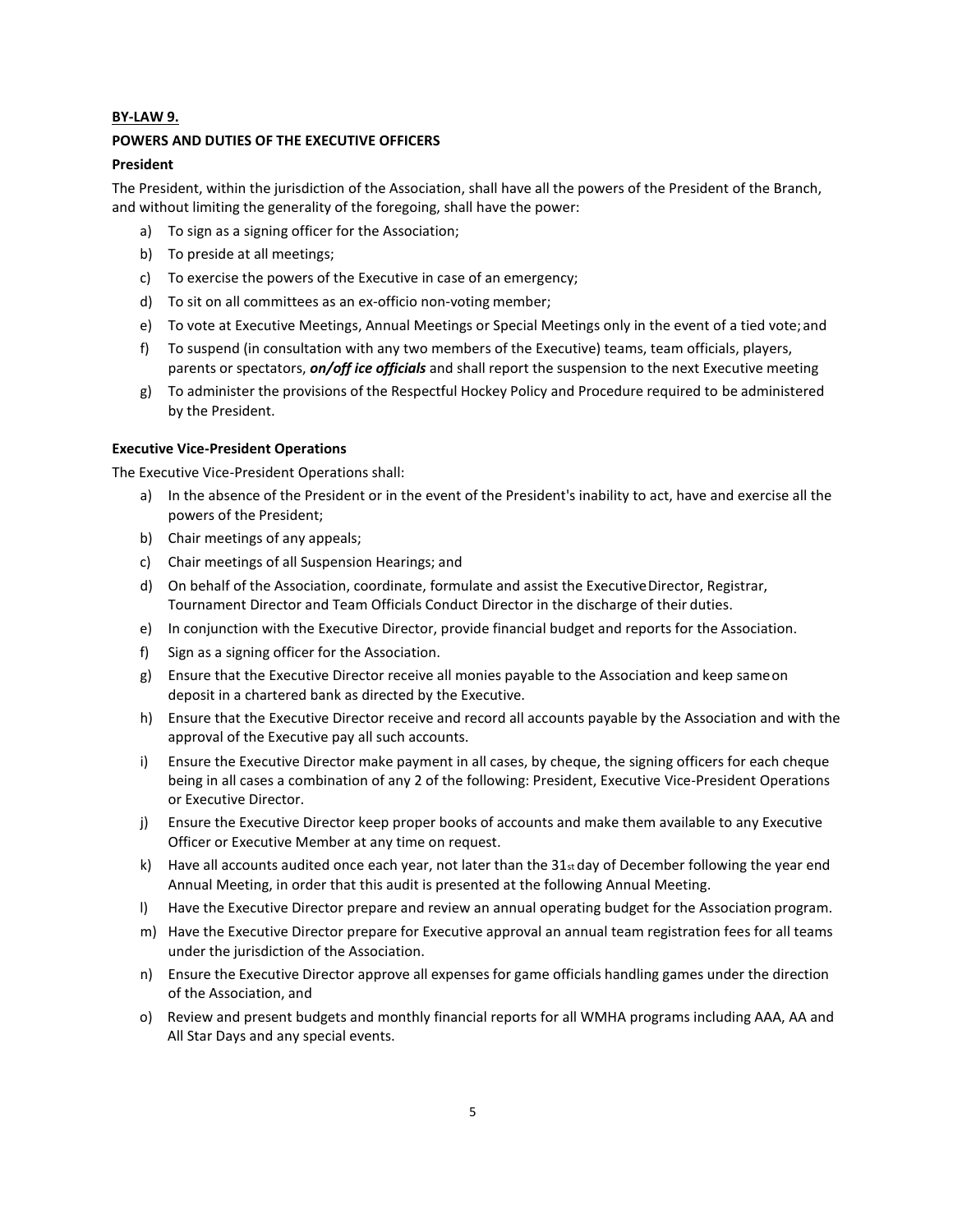**BY-LAW 9.**

**POWERS AND DUTIES OF THE EXECUTIVE OFFICERS**

**President**

The President, within the jurisdiction of the Association, shall have all the powers of the President of the Branch, and without limiting the generality of the foregoing, shall have the power:

a) To sign as a signing officer for the Association;
b) To preside at all meetings;
c) To exercise the powers of the Executive in case of an emergency;
d) To sit on all committees as an ex-officio non-voting member;
e) To vote at Executive Meetings, Annual Meetings or Special Meetings only in the event of a tied vote; and
f) To suspend (in consultation with any two members of the Executive) teams, team officials, players, parents or spectators, ***on/off ice officials*** and shall report the suspension to the next Executive meeting
g) To administer the provisions of the Respectful Hockey Policy and Procedure required to be administered by the President.

**Executive Vice-President Operations**

The Executive Vice-President Operations shall:

a) In the absence of the President or in the event of the President's inability to act, have and exercise all the powers of the President;
b) Chair meetings of any appeals;
c) Chair meetings of all Suspension Hearings; and
d) On behalf of the Association, coordinate, formulate and assist the Executive Director, Registrar, Tournament Director and Team Officials Conduct Director in the discharge of their duties.
e) In conjunction with the Executive Director, provide financial budget and reports for the Association.
f) Sign as a signing officer for the Association.
g) Ensure that the Executive Director receive all monies payable to the Association and keep same on deposit in a chartered bank as directed by the Executive.
h) Ensure that the Executive Director receive and record all accounts payable by the Association and with the approval of the Executive pay all such accounts.
i) Ensure the Executive Director make payment in all cases, by cheque, the signing officers for each cheque being in all cases a combination of any 2 of the following: President, Executive Vice-President Operations or Executive Director.
j) Ensure the Executive Director keep proper books of accounts and make them available to any Executive Officer or Executive Member at any time on request.
k) Have all accounts audited once each year, not later than the 31st day of December following the year end Annual Meeting, in order that this audit is presented at the following Annual Meeting.
l) Have the Executive Director prepare and review an annual operating budget for the Association program.
m) Have the Executive Director prepare for Executive approval an annual team registration fees for all teams under the jurisdiction of the Association.
n) Ensure the Executive Director approve all expenses for game officials handling games under the direction of the Association, and
o) Review and present budgets and monthly financial reports for all WMHA programs including AAA, AA and All Star Days and any special events.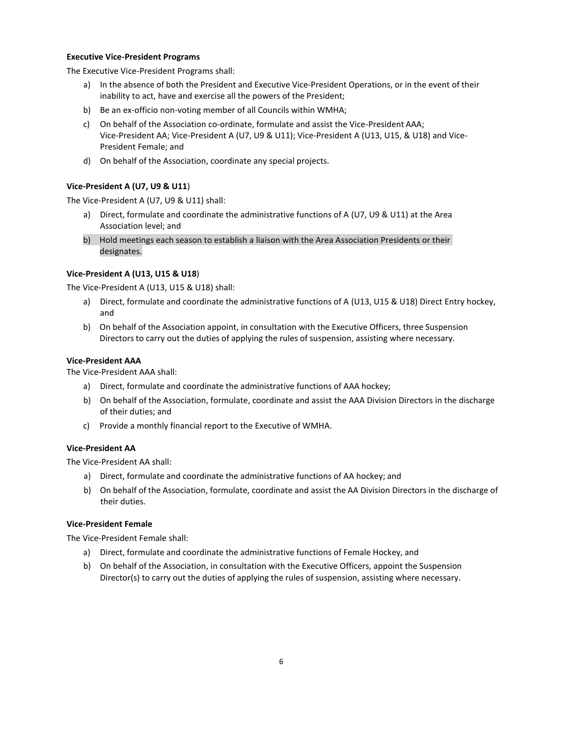**Executive Vice-President Programs**

The Executive Vice-President Programs shall:

a) In the absence of both the President and Executive Vice-President Operations, or in the event of their inability to act, have and exercise all the powers of the President;

b) Be an ex-officio non-voting member of all Councils within WMHA;

c) On behalf of the Association co-ordinate, formulate and assist the Vice-President AAA; Vice-President AA; Vice-President A (U7, U9 & U11); Vice-President A (U13, U15, & U18) and Vice-President Female; and

d) On behalf of the Association, coordinate any special projects.

**Vice-President A (U7, U9 & U11)**

The Vice-President A (U7, U9 & U11) shall:

a) Direct, formulate and coordinate the administrative functions of A (U7, U9 & U11) at the Area Association level; and

b) Hold meetings each season to establish a liaison with the Area Association Presidents or their designates.

**Vice-President A (U13, U15 & U18)**

The Vice-President A (U13, U15 & U18) shall:

a) Direct, formulate and coordinate the administrative functions of A (U13, U15 & U18) Direct Entry hockey, and

b) On behalf of the Association appoint, in consultation with the Executive Officers, three Suspension Directors to carry out the duties of applying the rules of suspension, assisting where necessary.

**Vice-President AAA**

The Vice-President AAA shall:

a) Direct, formulate and coordinate the administrative functions of AAA hockey;

b) On behalf of the Association, formulate, coordinate and assist the AAA Division Directors in the discharge of their duties; and

c) Provide a monthly financial report to the Executive of WMHA.

**Vice-President AA**

The Vice-President AA shall:

a) Direct, formulate and coordinate the administrative functions of AA hockey; and

b) On behalf of the Association, formulate, coordinate and assist the AA Division Directors in the discharge of their duties.

**Vice-President Female**

The Vice-President Female shall:

a) Direct, formulate and coordinate the administrative functions of Female Hockey, and

b) On behalf of the Association, in consultation with the Executive Officers, appoint the Suspension Director(s) to carry out the duties of applying the rules of suspension, assisting where necessary.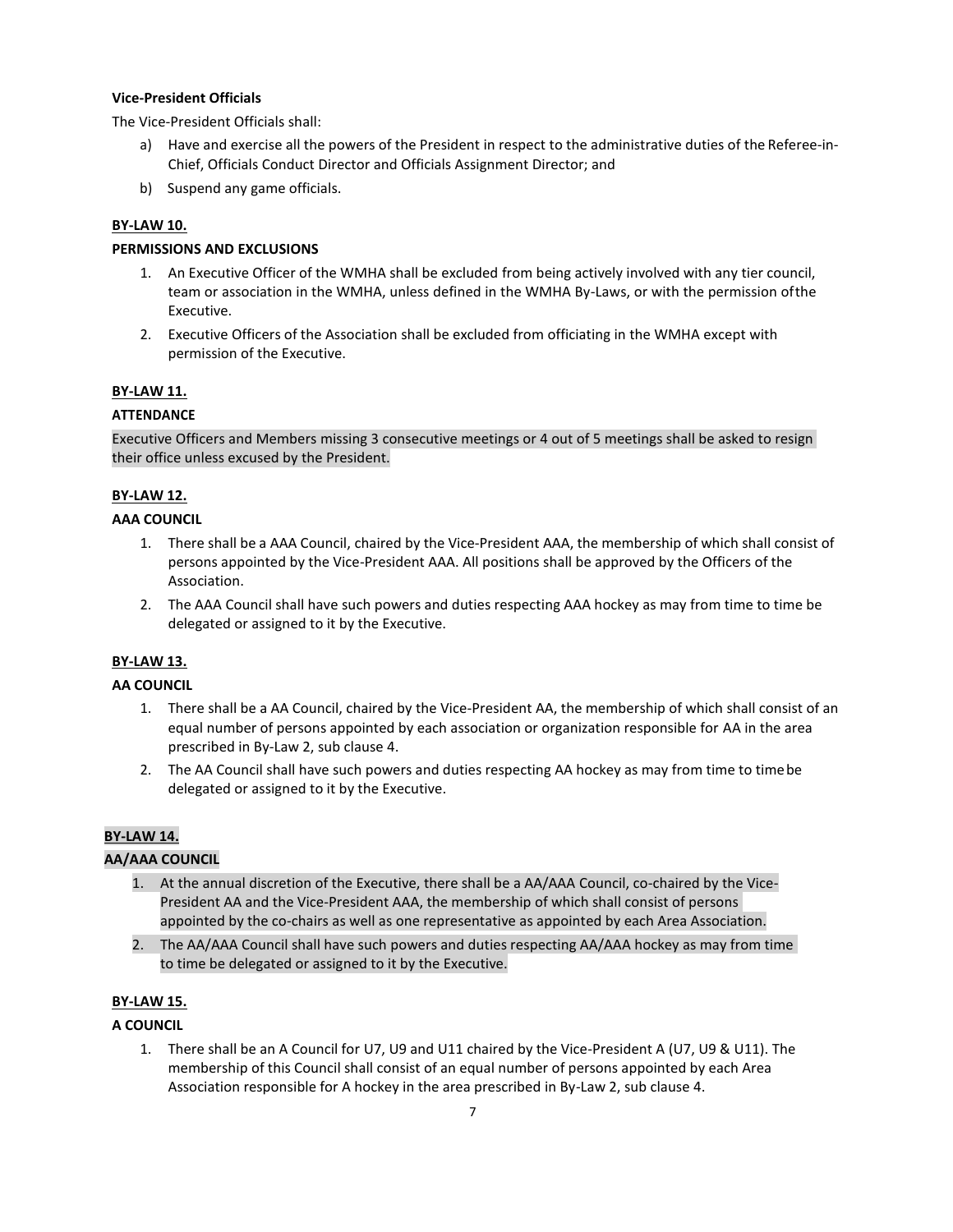**Vice-President Officials**

The Vice-President Officials shall:

a) Have and exercise all the powers of the President in respect to the administrative duties of the Referee-in-Chief, Officials Conduct Director and Officials Assignment Director; and

b) Suspend any game officials.

**BY-LAW 10.**

**PERMISSIONS AND EXCLUSIONS**

1. An Executive Officer of the WMHA shall be excluded from being actively involved with any tier council, team or association in the WMHA, unless defined in the WMHA By-Laws, or with the permission of the Executive.
2. Executive Officers of the Association shall be excluded from officiating in the WMHA except with permission of the Executive.

**BY-LAW 11.**

**ATTENDANCE**

Executive Officers and Members missing 3 consecutive meetings or 4 out of 5 meetings shall be asked to resign their office unless excused by the President.

**BY-LAW 12.**

**AAA COUNCIL**

1. There shall be a AAA Council, chaired by the Vice-President AAA, the membership of which shall consist of persons appointed by the Vice-President AAA. All positions shall be approved by the Officers of the Association.
2. The AAA Council shall have such powers and duties respecting AAA hockey as may from time to time be delegated or assigned to it by the Executive.

**BY-LAW 13.**

**AA COUNCIL**

1. There shall be a AA Council, chaired by the Vice-President AA, the membership of which shall consist of an equal number of persons appointed by each association or organization responsible for AA in the area prescribed in By-Law 2, sub clause 4.
2. The AA Council shall have such powers and duties respecting AA hockey as may from time to time be delegated or assigned to it by the Executive.

**BY-LAW 14.**

**AA/AAA COUNCIL**

1. At the annual discretion of the Executive, there shall be a AA/AAA Council, co-chaired by the Vice-President AA and the Vice-President AAA, the membership of which shall consist of persons appointed by the co-chairs as well as one representative as appointed by each Area Association.
2. The AA/AAA Council shall have such powers and duties respecting AA/AAA hockey as may from time to time be delegated or assigned to it by the Executive.

**BY-LAW 15.**

**A COUNCIL**

1. There shall be an A Council for U7, U9 and U11 chaired by the Vice-President A (U7, U9 & U11). The membership of this Council shall consist of an equal number of persons appointed by each Area Association responsible for A hockey in the area prescribed in By-Law 2, sub clause 4.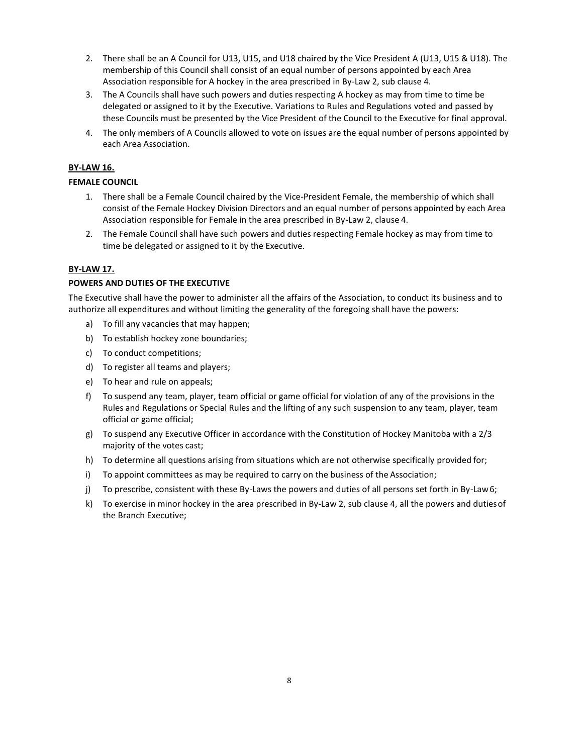2. There shall be an A Council for U13, U15, and U18 chaired by the Vice President A (U13, U15 & U18). The membership of this Council shall consist of an equal number of persons appointed by each Area Association responsible for A hockey in the area prescribed in By-Law 2, sub clause 4.
3. The A Councils shall have such powers and duties respecting A hockey as may from time to time be delegated or assigned to it by the Executive. Variations to Rules and Regulations voted and passed by these Councils must be presented by the Vice President of the Council to the Executive for final approval.
4. The only members of A Councils allowed to vote on issues are the equal number of persons appointed by each Area Association.

**BY-LAW 16.**

**FEMALE COUNCIL**

1. There shall be a Female Council chaired by the Vice-President Female, the membership of which shall consist of the Female Hockey Division Directors and an equal number of persons appointed by each Area Association responsible for Female in the area prescribed in By-Law 2, clause 4.
2. The Female Council shall have such powers and duties respecting Female hockey as may from time to time be delegated or assigned to it by the Executive.

**BY-LAW 17.**

**POWERS AND DUTIES OF THE EXECUTIVE**

The Executive shall have the power to administer all the affairs of the Association, to conduct its business and to authorize all expenditures and without limiting the generality of the foregoing shall have the powers:

a) To fill any vacancies that may happen;
b) To establish hockey zone boundaries;
c) To conduct competitions;
d) To register all teams and players;
e) To hear and rule on appeals;
f) To suspend any team, player, team official or game official for violation of any of the provisions in the Rules and Regulations or Special Rules and the lifting of any such suspension to any team, player, team official or game official;
g) To suspend any Executive Officer in accordance with the Constitution of Hockey Manitoba with a 2/3 majority of the votes cast;
h) To determine all questions arising from situations which are not otherwise specifically provided for;
i) To appoint committees as may be required to carry on the business of the Association;
j) To prescribe, consistent with these By-Laws the powers and duties of all persons set forth in By-Law 6;
k) To exercise in minor hockey in the area prescribed in By-Law 2, sub clause 4, all the powers and duties of the Branch Executive;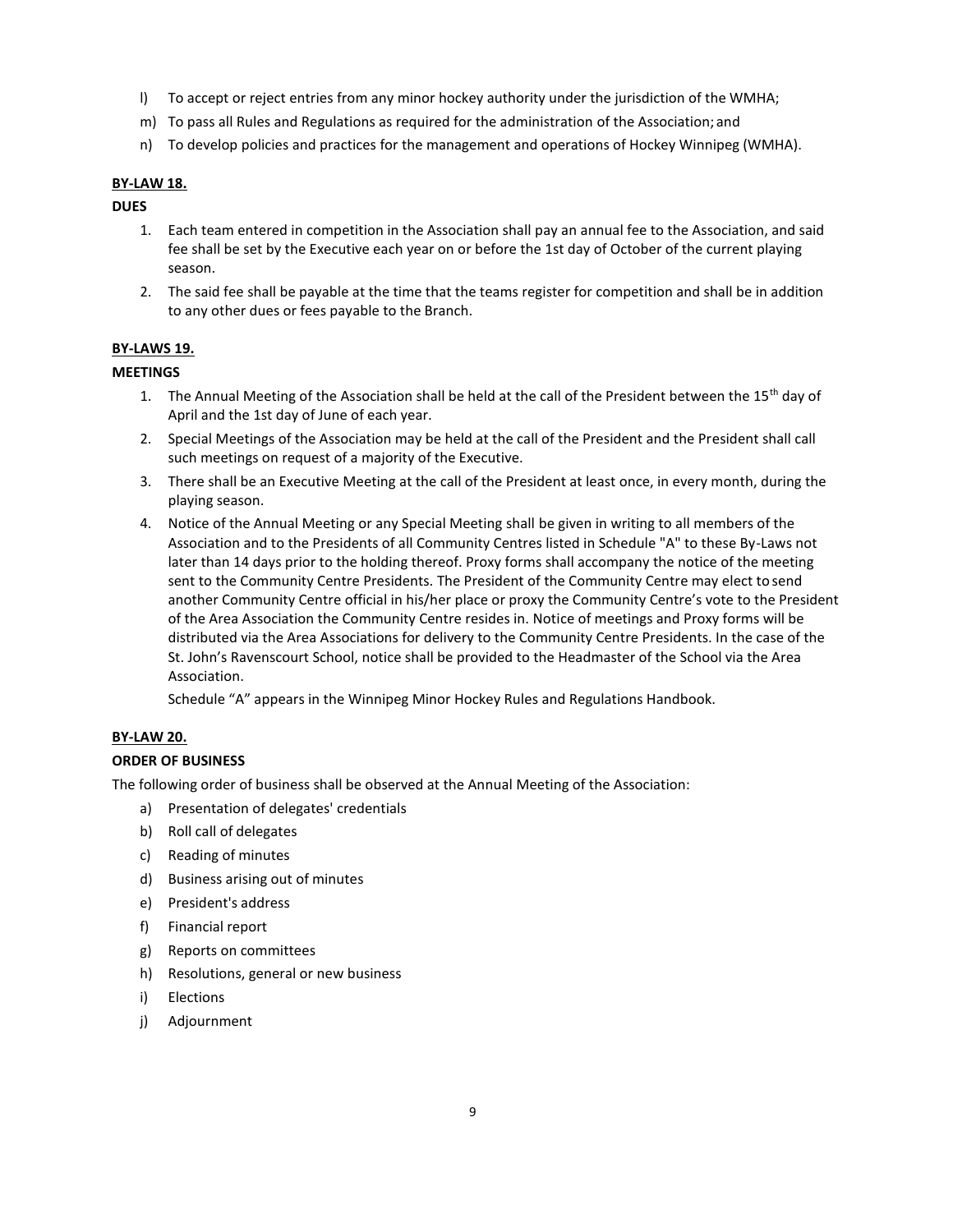l) To accept or reject entries from any minor hockey authority under the jurisdiction of the WMHA;

m) To pass all Rules and Regulations as required for the administration of the Association; and

n) To develop policies and practices for the management and operations of Hockey Winnipeg (WMHA).

**BY-LAW 18.**

**DUES**

1. Each team entered in competition in the Association shall pay an annual fee to the Association, and said fee shall be set by the Executive each year on or before the 1st day of October of the current playing season.
2. The said fee shall be payable at the time that the teams register for competition and shall be in addition to any other dues or fees payable to the Branch.

**BY-LAWS 19.**

**MEETINGS**

1. The Annual Meeting of the Association shall be held at the call of the President between the 15th day of April and the 1st day of June of each year.
2. Special Meetings of the Association may be held at the call of the President and the President shall call such meetings on request of a majority of the Executive.
3. There shall be an Executive Meeting at the call of the President at least once, in every month, during the playing season.
4. Notice of the Annual Meeting or any Special Meeting shall be given in writing to all members of the Association and to the Presidents of all Community Centres listed in Schedule "A" to these By-Laws not later than 14 days prior to the holding thereof. Proxy forms shall accompany the notice of the meeting sent to the Community Centre Presidents. The President of the Community Centre may elect to send another Community Centre official in his/her place or proxy the Community Centre's vote to the President of the Area Association the Community Centre resides in. Notice of meetings and Proxy forms will be distributed via the Area Associations for delivery to the Community Centre Presidents. In the case of the St. John's Ravenscourt School, notice shall be provided to the Headmaster of the School via the Area Association.

   Schedule "A" appears in the Winnipeg Minor Hockey Rules and Regulations Handbook.

**BY-LAW 20.**

**ORDER OF BUSINESS**

The following order of business shall be observed at the Annual Meeting of the Association:

a) Presentation of delegates' credentials

b) Roll call of delegates

c) Reading of minutes

d) Business arising out of minutes

e) President's address

f) Financial report

g) Reports on committees

h) Resolutions, general or new business

i) Elections

j) Adjournment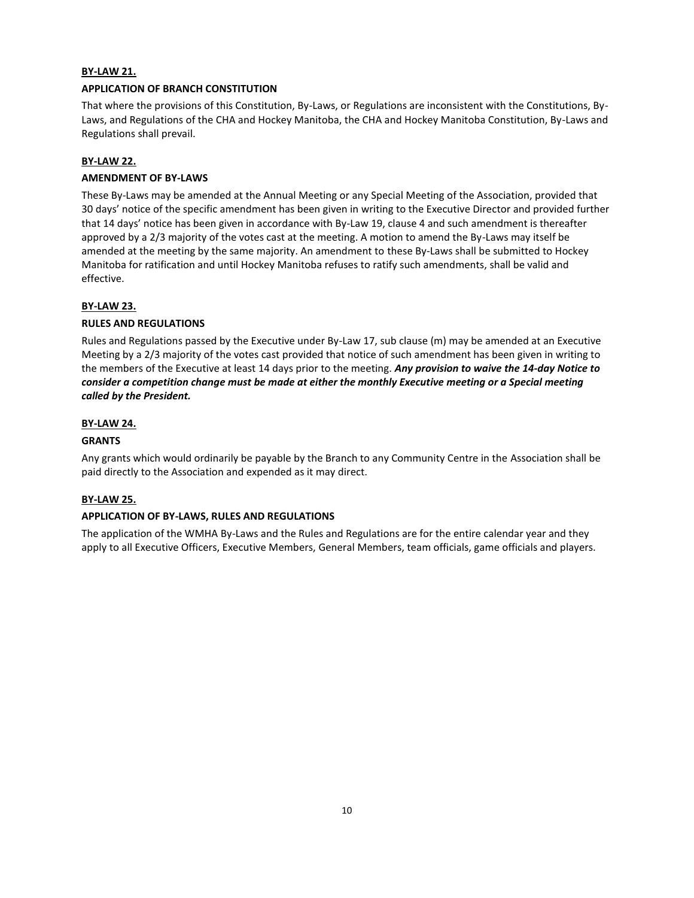**BY-LAW 21.**

**APPLICATION OF BRANCH CONSTITUTION**

That where the provisions of this Constitution, By-Laws, or Regulations are inconsistent with the Constitutions, By-Laws, and Regulations of the CHA and Hockey Manitoba, the CHA and Hockey Manitoba Constitution, By-Laws and Regulations shall prevail.

**BY-LAW 22.**

**AMENDMENT OF BY-LAWS**

These By-Laws may be amended at the Annual Meeting or any Special Meeting of the Association, provided that 30 days' notice of the specific amendment has been given in writing to the Executive Director and provided further that 14 days' notice has been given in accordance with By-Law 19, clause 4 and such amendment is thereafter approved by a 2/3 majority of the votes cast at the meeting. A motion to amend the By-Laws may itself be amended at the meeting by the same majority. An amendment to these By-Laws shall be submitted to Hockey Manitoba for ratification and until Hockey Manitoba refuses to ratify such amendments, shall be valid and effective.

**BY-LAW 23.**

**RULES AND REGULATIONS**

Rules and Regulations passed by the Executive under By-Law 17, sub clause (m) may be amended at an Executive Meeting by a 2/3 majority of the votes cast provided that notice of such amendment has been given in writing to the members of the Executive at least 14 days prior to the meeting. ***Any provision to waive the 14-day Notice to consider a competition change must be made at either the monthly Executive meeting or a Special meeting called by the President.***

**BY-LAW 24.**

**GRANTS**

Any grants which would ordinarily be payable by the Branch to any Community Centre in the Association shall be paid directly to the Association and expended as it may direct.

**BY-LAW 25.**

**APPLICATION OF BY-LAWS, RULES AND REGULATIONS**

The application of the WMHA By-Laws and the Rules and Regulations are for the entire calendar year and they apply to all Executive Officers, Executive Members, General Members, team officials, game officials and players.